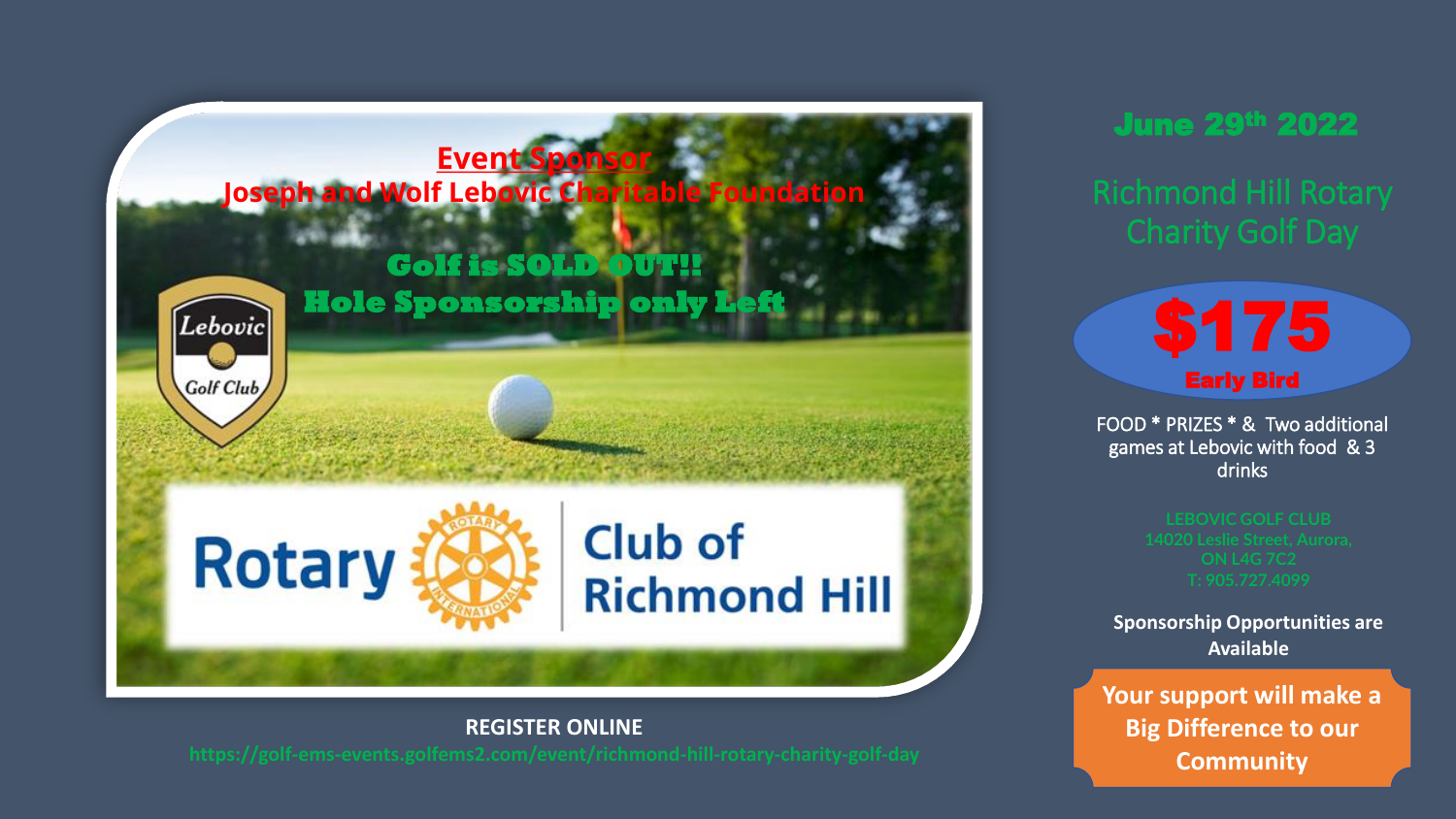**Event Sponsor**

**Joseph and Wolf Lebovic Charitable Foundation**

**Golf is SOLD OUT!!**

**Hole Sponsorship only Left**

Lebovic Golf Club

Rotary Club of Richmond Hill

**REGISTER ONLINE**

https://golf-ems-events.golfems2.com/event/richmond-hill-rotary-charity-golf-day

# June 29th 2022

## Richmond Hill Rotary Charity Golf Day

**$175**

**Early Bird**

FOOD * PRIZES * & Two additional games at Lebovic with food & 3 drinks

LEBOVIC GOLF CLUB
14020 Leslie Street, Aurora, ON L4G 7C2
T: 905.727.4099

**Sponsorship Opportunities are Available**

**Your support will make a Big Difference to our Community**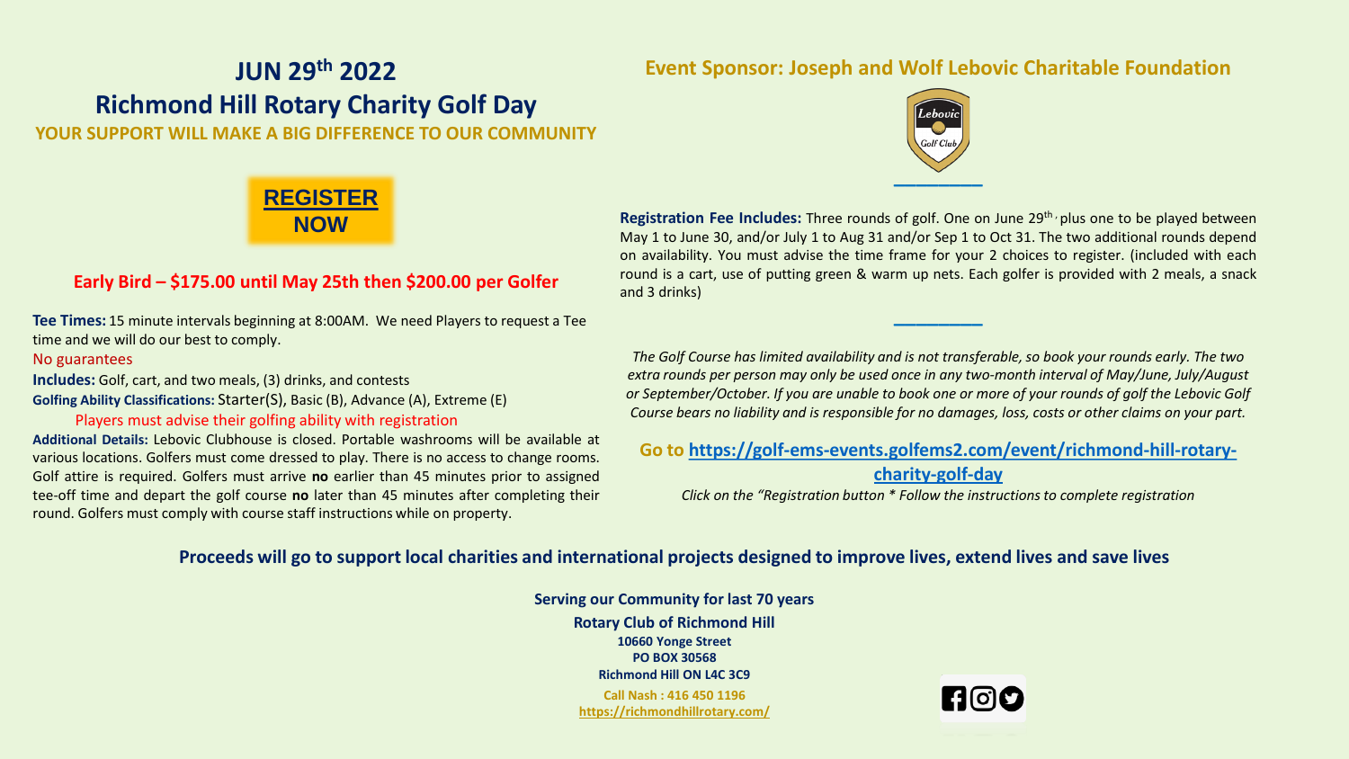# JUN 29th 2022

# Richmond Hill Rotary Charity Golf Day

**YOUR SUPPORT WILL MAKE A BIG DIFFERENCE TO OUR COMMUNITY**

**REGISTER NOW**

**Early Bird – $175.00 until May 25th then $200.00 per Golfer**

**Tee Times:** 15 minute intervals beginning at 8:00AM. We need Players to request a Tee time and we will do our best to comply.

No guarantees

**Includes:** Golf, cart, and two meals, (3) drinks, and contests

**Golfing Ability Classifications:** Starter(S), Basic (B), Advance (A), Extreme (E)

Players must advise their golfing ability with registration

**Additional Details:** Lebovic Clubhouse is closed. Portable washrooms will be available at various locations. Golfers must come dressed to play. There is no access to change rooms. Golf attire is required. Golfers must arrive **no** earlier than 45 minutes prior to assigned tee-off time and depart the golf course **no** later than 45 minutes after completing their round. Golfers must comply with course staff instructions while on property.

## Event Sponsor: Joseph and Wolf Lebovic Charitable Foundation

**Registration Fee Includes:** Three rounds of golf. One on June 29th, plus one to be played between May 1 to June 30, and/or July 1 to Aug 31 and/or Sep 1 to Oct 31. The two additional rounds depend on availability. You must advise the time frame for your 2 choices to register. (included with each round is a cart, use of putting green & warm up nets. Each golfer is provided with 2 meals, a snack and 3 drinks)

*The Golf Course has limited availability and is not transferable, so book your rounds early. The two extra rounds per person may only be used once in any two-month interval of May/June, July/August or September/October. If you are unable to book one or more of your rounds of golf the Lebovic Golf Course bears no liability and is responsible for no damages, loss, costs or other claims on your part.*

**Go to https://golf-ems-events.golfems2.com/event/richmond-hill-rotary-charity-golf-day**

*Click on the "Registration button * Follow the instructions to complete registration*

**Proceeds will go to support local charities and international projects designed to improve lives, extend lives and save lives**

**Serving our Community for last 70 years**

**Rotary Club of Richmond Hill**
**10660 Yonge Street**
**PO BOX 30568**
**Richmond Hill ON L4C 3C9**

**Call Nash : 416 450 1196**
**https://richmondhillrotary.com/**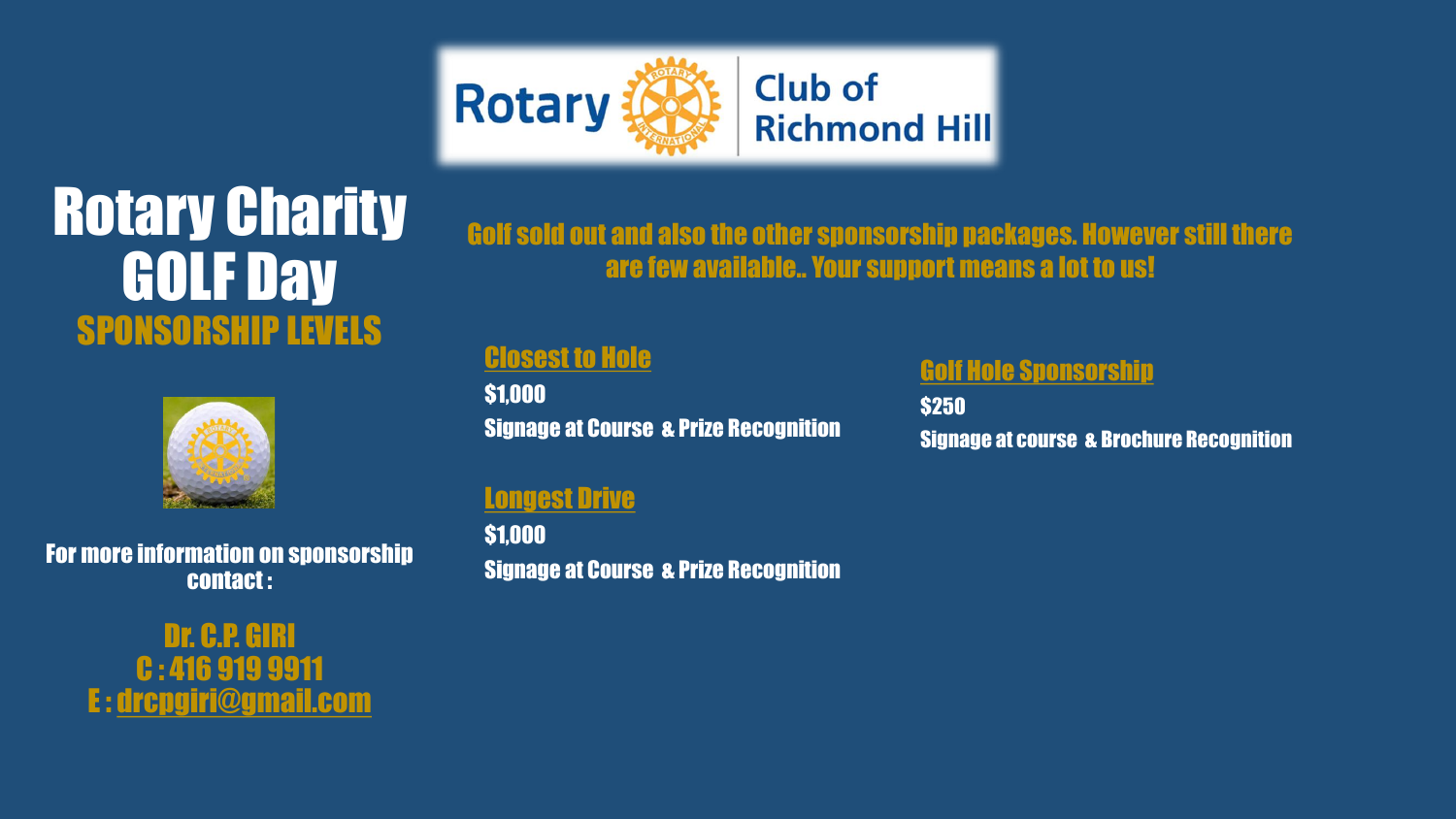Rotary Club of Richmond Hill

# Rotary Charity GOLF Day

## SPONSORSHIP LEVELS

For more information on sponsorship contact :

Dr. C.P. GIRI
C : 416 919 9911
E : drcpgiri@gmail.com

Golf sold out and also the other sponsorship packages. However still there are few available.. Your support means a lot to us!

### Closest to Hole

**$1,000**

**Signage at Course & Prize Recognition**

### Longest Drive

**$1,000**

**Signage at Course & Prize Recognition**

### Golf Hole Sponsorship

**$250**

**Signage at course & Brochure Recognition**